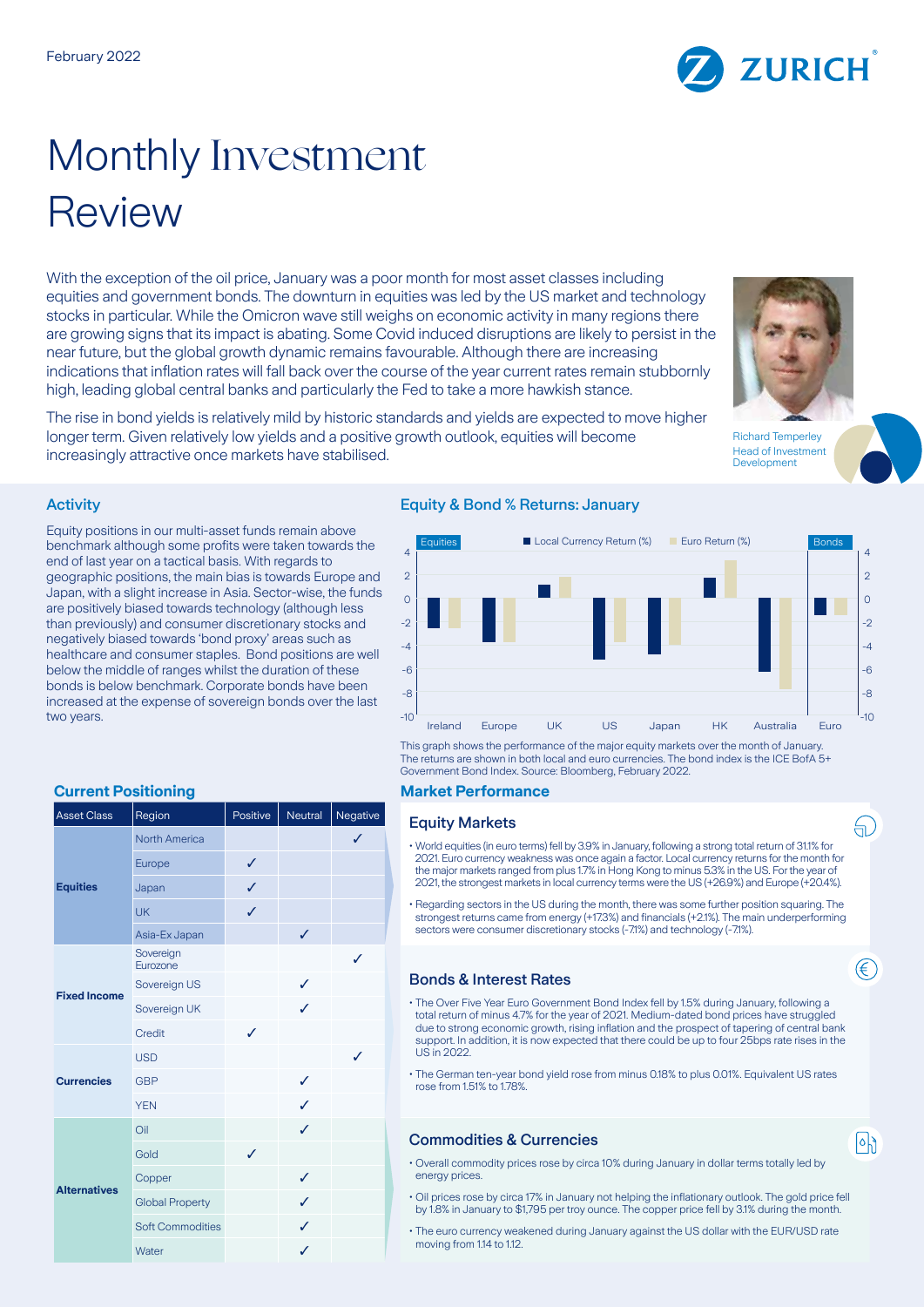February 2022

# Monthly Investment Review

With the exception of the oil price, January was a poor month for most asset classes including equities and government bonds. The downturn in equities was led by the US market and technology stocks in particular. While the Omicron wave still weighs on economic activity in many regions there are growing signs that its impact is abating. Some Covid induced disruptions are likely to persist in the near future, but the global growth dynamic remains favourable. Although there are increasing indications that inflation rates will fall back over the course of the year current rates remain stubbornly high, leading global central banks and particularly the Fed to take a more hawkish stance.

The rise in bond yields is relatively mild by historic standards and yields are expected to move higher longer term. Given relatively low yields and a positive growth outlook, equities will become increasingly attractive once markets have stabilised.

Richard Temperley
Head of Investment Development

## Activity

Equity positions in our multi-asset funds remain above benchmark although some profits were taken towards the end of last year on a tactical basis. With regards to geographic positions, the main bias is towards Europe and Japan, with a slight increase in Asia. Sector-wise, the funds are positively biased towards technology (although less than previously) and consumer discretionary stocks and negatively biased towards 'bond proxy' areas such as healthcare and consumer staples. Bond positions are well below the middle of ranges whilst the duration of these bonds is below benchmark. Corporate bonds have been increased at the expense of sovereign bonds over the last two years.

## Equity & Bond % Returns: January

This graph shows the performance of the major equity markets over the month of January. The returns are shown in both local and euro currencies. The bond index is the ICE BofA 5+ Government Bond Index. Source: Bloomberg, February 2022.

## Current Positioning

| Asset Class | Region | Positive | Neutral | Negative |
|---|---|---|---|---|
| Equities | North America | | | ✓ |
| | Europe | ✓ | | |
| | Japan | ✓ | | |
| | UK | ✓ | | |
| | Asia-Ex Japan | | ✓ | |
| Fixed Income | Sovereign Eurozone | | | ✓ |
| | Sovereign US | | ✓ | |
| | Sovereign UK | | ✓ | |
| | Credit | ✓ | | |
| Currencies | USD | | | ✓ |
| | GBP | | ✓ | |
| | YEN | | ✓ | |
| Alternatives | Oil | | ✓ | |
| | Gold | ✓ | | |
| | Copper | | ✓ | |
| | Global Property | | ✓ | |
| | Soft Commodities | | ✓ | |
| | Water | | ✓ | |

## Market Performance

### Equity Markets

- World equities (in euro terms) fell by 3.9% in January, following a strong total return of 31.1% for 2021. Euro currency weakness was once again a factor. Local currency returns for the month for the major markets ranged from plus 1.7% in Hong Kong to minus 5.3% in the US. For the year of 2021, the strongest markets in local currency terms were the US (+26.9%) and Europe (+20.4%).
- Regarding sectors in the US during the month, there was some further position squaring. The strongest returns came from energy (+17.3%) and financials (+2.1%). The main underperforming sectors were consumer discretionary stocks (-7.1%) and technology (-7.1%).

### Bonds & Interest Rates

- The Over Five Year Euro Government Bond Index fell by 1.5% during January, following a total return of minus 4.7% for the year of 2021. Medium-dated bond prices have struggled due to strong economic growth, rising inflation and the prospect of tapering of central bank support. In addition, it is now expected that there could be up to four 25bps rate rises in the US in 2022.
- The German ten-year bond yield rose from minus 0.18% to plus 0.01%. Equivalent US rates rose from 1.51% to 1.78%.

### Commodities & Currencies

- Overall commodity prices rose by circa 10% during January in dollar terms totally led by energy prices.
- Oil prices rose by circa 17% in January not helping the inflationary outlook. The gold price fell by 1.8% in January to $1,795 per troy ounce. The copper price fell by 3.1% during the month.
- The euro currency weakened during January against the US dollar with the EUR/USD rate moving from 1.14 to 1.12.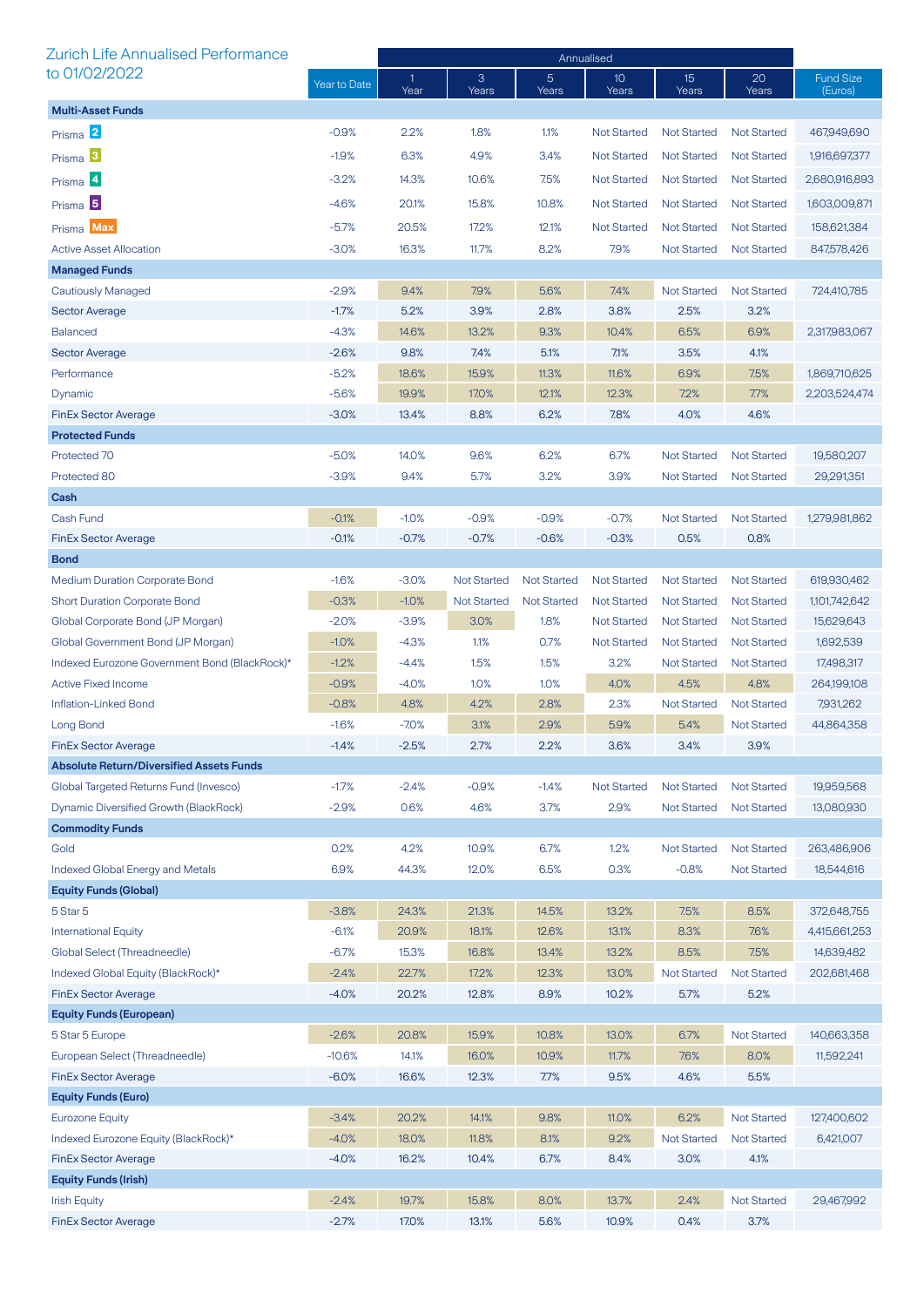# Zurich Life Annualised Performance to 01/02/2022

| | Year to Date | Annualised 1 Year | 3 Years | 5 Years | 10 Years | 15 Years | 20 Years | Fund Size (Euros) |
|---|---|---|---|---|---|---|---|---|
| **Multi-Asset Funds** | | | | | | | | |
| Prisma 2 | -0.9% | 2.2% | 1.8% | 1.1% | Not Started | Not Started | Not Started | 467,949,690 |
| Prisma 3 | -1.9% | 6.3% | 4.9% | 3.4% | Not Started | Not Started | Not Started | 1,916,697,377 |
| Prisma 4 | -3.2% | 14.3% | 10.6% | 7.5% | Not Started | Not Started | Not Started | 2,680,916,893 |
| Prisma 5 | -4.6% | 20.1% | 15.8% | 10.8% | Not Started | Not Started | Not Started | 1,603,009,871 |
| Prisma Max | -5.7% | 20.5% | 17.2% | 12.1% | Not Started | Not Started | Not Started | 158,621,384 |
| Active Asset Allocation | -3.0% | 16.3% | 11.7% | 8.2% | 7.9% | Not Started | Not Started | 847,578,426 |
| **Managed Funds** | | | | | | | | |
| Cautiously Managed | -2.9% | 9.4% | 7.9% | 5.6% | 7.4% | Not Started | Not Started | 724,410,785 |
| Sector Average | -1.7% | 5.2% | 3.9% | 2.8% | 3.8% | 2.5% | 3.2% | |
| Balanced | -4.3% | 14.6% | 13.2% | 9.3% | 10.4% | 6.5% | 6.9% | 2,317,983,067 |
| Sector Average | -2.6% | 9.8% | 7.4% | 5.1% | 7.1% | 3.5% | 4.1% | |
| Performance | -5.2% | 18.6% | 15.9% | 11.3% | 11.6% | 6.9% | 7.5% | 1,869,710,625 |
| Dynamic | -5.6% | 19.9% | 17.0% | 12.1% | 12.3% | 7.2% | 7.7% | 2,203,524,474 |
| FinEx Sector Average | -3.0% | 13.4% | 8.8% | 6.2% | 7.8% | 4.0% | 4.6% | |
| **Protected Funds** | | | | | | | | |
| Protected 70 | -5.0% | 14.0% | 9.6% | 6.2% | 6.7% | Not Started | Not Started | 19,580,207 |
| Protected 80 | -3.9% | 9.4% | 5.7% | 3.2% | 3.9% | Not Started | Not Started | 29,291,351 |
| **Cash** | | | | | | | | |
| Cash Fund | -0.1% | -1.0% | -0.9% | -0.9% | -0.7% | Not Started | Not Started | 1,279,981,862 |
| FinEx Sector Average | -0.1% | -0.7% | -0.7% | -0.6% | -0.3% | 0.5% | 0.8% | |
| **Bond** | | | | | | | | |
| Medium Duration Corporate Bond | -1.6% | -3.0% | Not Started | Not Started | Not Started | Not Started | Not Started | 619,930,462 |
| Short Duration Corporate Bond | -0.3% | -1.0% | Not Started | Not Started | Not Started | Not Started | Not Started | 1,101,742,642 |
| Global Corporate Bond (JP Morgan) | -2.0% | -3.9% | 3.0% | 1.8% | Not Started | Not Started | Not Started | 15,629,643 |
| Global Government Bond (JP Morgan) | -1.0% | -4.3% | 1.1% | 0.7% | Not Started | Not Started | Not Started | 1,692,539 |
| Indexed Eurozone Government Bond (BlackRock)* | -1.2% | -4.4% | 1.5% | 1.5% | 3.2% | Not Started | Not Started | 17,498,317 |
| Active Fixed Income | -0.9% | -4.0% | 1.0% | 1.0% | 4.0% | 4.5% | 4.8% | 264,199,108 |
| Inflation-Linked Bond | -0.8% | 4.8% | 4.2% | 2.8% | 2.3% | Not Started | Not Started | 7,931,262 |
| Long Bond | -1.6% | -7.0% | 3.1% | 2.9% | 5.9% | 5.4% | Not Started | 44,864,358 |
| FinEx Sector Average | -1.4% | -2.5% | 2.7% | 2.2% | 3.6% | 3.4% | 3.9% | |
| **Absolute Return/Diversified Assets Funds** | | | | | | | | |
| Global Targeted Returns Fund (Invesco) | -1.7% | -2.4% | -0.9% | -1.4% | Not Started | Not Started | Not Started | 19,959,568 |
| Dynamic Diversified Growth (BlackRock) | -2.9% | 0.6% | 4.6% | 3.7% | 2.9% | Not Started | Not Started | 13,080,930 |
| **Commodity Funds** | | | | | | | | |
| Gold | 0.2% | 4.2% | 10.9% | 6.7% | 1.2% | Not Started | Not Started | 263,486,906 |
| Indexed Global Energy and Metals | 6.9% | 44.3% | 12.0% | 6.5% | 0.3% | -0.8% | Not Started | 18,544,616 |
| **Equity Funds (Global)** | | | | | | | | |
| 5 Star 5 | -3.8% | 24.3% | 21.3% | 14.5% | 13.2% | 7.5% | 8.5% | 372,648,755 |
| International Equity | -6.1% | 20.9% | 18.1% | 12.6% | 13.1% | 8.3% | 7.6% | 4,415,661,253 |
| Global Select (Threadneedle) | -6.7% | 15.3% | 16.8% | 13.4% | 13.2% | 8.5% | 7.5% | 14,639,482 |
| Indexed Global Equity (BlackRock)* | -2.4% | 22.7% | 17.2% | 12.3% | 13.0% | Not Started | Not Started | 202,681,468 |
| FinEx Sector Average | -4.0% | 20.2% | 12.8% | 8.9% | 10.2% | 5.7% | 5.2% | |
| **Equity Funds (European)** | | | | | | | | |
| 5 Star 5 Europe | -2.6% | 20.8% | 15.9% | 10.8% | 13.0% | 6.7% | Not Started | 140,663,358 |
| European Select (Threadneedle) | -10.6% | 14.1% | 16.0% | 10.9% | 11.7% | 7.6% | 8.0% | 11,592,241 |
| FinEx Sector Average | -6.0% | 16.6% | 12.3% | 7.7% | 9.5% | 4.6% | 5.5% | |
| **Equity Funds (Euro)** | | | | | | | | |
| Eurozone Equity | -3.4% | 20.2% | 14.1% | 9.8% | 11.0% | 6.2% | Not Started | 127,400,602 |
| Indexed Eurozone Equity (BlackRock)* | -4.0% | 18.0% | 11.8% | 8.1% | 9.2% | Not Started | Not Started | 6,421,007 |
| FinEx Sector Average | -4.0% | 16.2% | 10.4% | 6.7% | 8.4% | 3.0% | 4.1% | |
| **Equity Funds (Irish)** | | | | | | | | |
| Irish Equity | -2.4% | 19.7% | 15.8% | 8.0% | 13.7% | 2.4% | Not Started | 29,467,992 |
| FinEx Sector Average | -2.7% | 17.0% | 13.1% | 5.6% | 10.9% | 0.4% | 3.7% | |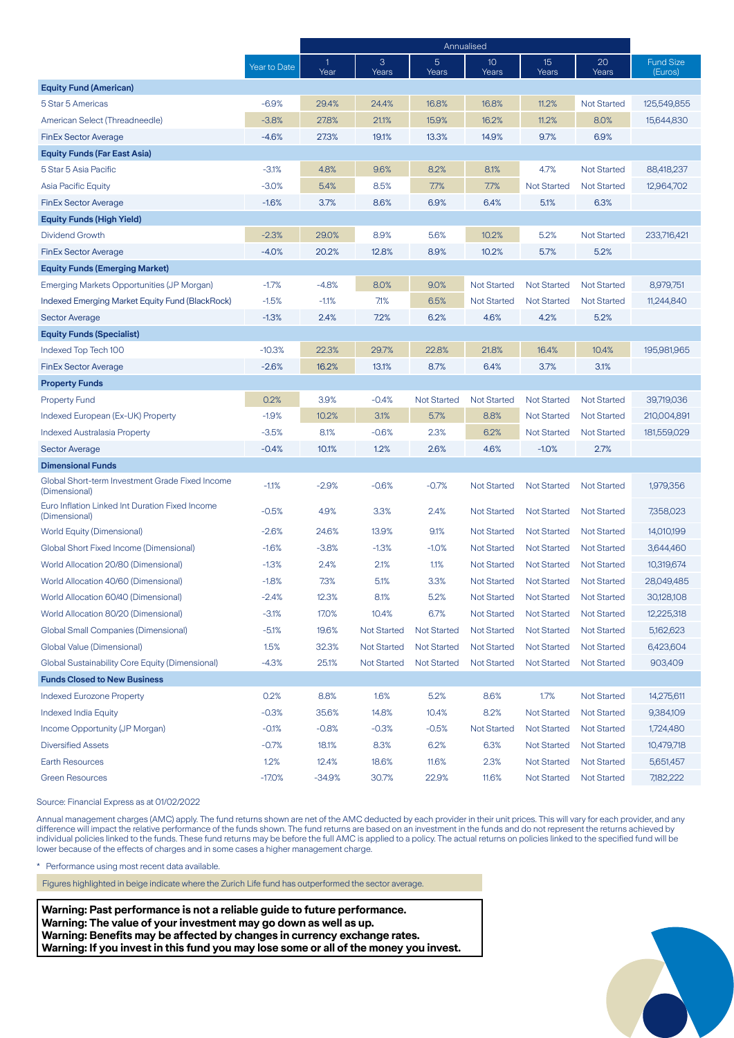| | Year to Date | Annualised | | | | | | Fund Size (Euros) |
|---|---|---|---|---|---|---|---|---|
| | | 1 Year | 3 Years | 5 Years | 10 Years | 15 Years | 20 Years | |
| **Equity Fund (American)** | | | | | | | | |
| 5 Star 5 Americas | -6.9% | 29.4% | 24.4% | 16.8% | 16.8% | 11.2% | Not Started | 125,549,855 |
| American Select (Threadneedle) | -3.8% | 27.8% | 21.1% | 15.9% | 16.2% | 11.2% | 8.0% | 15,644,830 |
| FinEx Sector Average | -4.6% | 27.3% | 19.1% | 13.3% | 14.9% | 9.7% | 6.9% | |
| **Equity Funds (Far East Asia)** | | | | | | | | |
| 5 Star 5 Asia Pacific | -3.1% | 4.8% | 9.6% | 8.2% | 8.1% | 4.7% | Not Started | 88,418,237 |
| Asia Pacific Equity | -3.0% | 5.4% | 8.5% | 7.7% | 7.7% | Not Started | Not Started | 12,964,702 |
| FinEx Sector Average | -1.6% | 3.7% | 8.6% | 6.9% | 6.4% | 5.1% | 6.3% | |
| **Equity Funds (High Yield)** | | | | | | | | |
| Dividend Growth | -2.3% | 29.0% | 8.9% | 5.6% | 10.2% | 5.2% | Not Started | 233,716,421 |
| FinEx Sector Average | -4.0% | 20.2% | 12.8% | 8.9% | 10.2% | 5.7% | 5.2% | |
| **Equity Funds (Emerging Market)** | | | | | | | | |
| Emerging Markets Opportunities (JP Morgan) | -1.7% | -4.8% | 8.0% | 9.0% | Not Started | Not Started | Not Started | 8,979,751 |
| Indexed Emerging Market Equity Fund (BlackRock) | -1.5% | -1.1% | 7.1% | 6.5% | Not Started | Not Started | Not Started | 11,244,840 |
| Sector Average | -1.3% | 2.4% | 7.2% | 6.2% | 4.6% | 4.2% | 5.2% | |
| **Equity Funds (Specialist)** | | | | | | | | |
| Indexed Top Tech 100 | -10.3% | 22.3% | 29.7% | 22.8% | 21.8% | 16.4% | 10.4% | 195,981,965 |
| FinEx Sector Average | -2.6% | 16.2% | 13.1% | 8.7% | 6.4% | 3.7% | 3.1% | |
| **Property Funds** | | | | | | | | |
| Property Fund | 0.2% | 3.9% | -0.4% | Not Started | Not Started | Not Started | Not Started | 39,719,036 |
| Indexed European (Ex-UK) Property | -1.9% | 10.2% | 3.1% | 5.7% | 8.8% | Not Started | Not Started | 210,004,891 |
| Indexed Australasia Property | -3.5% | 8.1% | -0.6% | 2.3% | 6.2% | Not Started | Not Started | 181,559,029 |
| Sector Average | -0.4% | 10.1% | 1.2% | 2.6% | 4.6% | -1.0% | 2.7% | |
| **Dimensional Funds** | | | | | | | | |
| Global Short-term Investment Grade Fixed Income (Dimensional) | -1.1% | -2.9% | -0.6% | -0.7% | Not Started | Not Started | Not Started | 1,979,356 |
| Euro Inflation Linked Int Duration Fixed Income (Dimensional) | -0.5% | 4.9% | 3.3% | 2.4% | Not Started | Not Started | Not Started | 7,358,023 |
| World Equity (Dimensional) | -2.6% | 24.6% | 13.9% | 9.1% | Not Started | Not Started | Not Started | 14,010,199 |
| Global Short Fixed Income (Dimensional) | -1.6% | -3.8% | -1.3% | -1.0% | Not Started | Not Started | Not Started | 3,644,460 |
| World Allocation 20/80 (Dimensional) | -1.3% | 2.4% | 2.1% | 1.1% | Not Started | Not Started | Not Started | 10,319,674 |
| World Allocation 40/60 (Dimensional) | -1.8% | 7.3% | 5.1% | 3.3% | Not Started | Not Started | Not Started | 28,049,485 |
| World Allocation 60/40 (Dimensional) | -2.4% | 12.3% | 8.1% | 5.2% | Not Started | Not Started | Not Started | 30,128,108 |
| World Allocation 80/20 (Dimensional) | -3.1% | 17.0% | 10.4% | 6.7% | Not Started | Not Started | Not Started | 12,225,318 |
| Global Small Companies (Dimensional) | -5.1% | 19.6% | Not Started | Not Started | Not Started | Not Started | Not Started | 5,162,623 |
| Global Value (Dimensional) | 1.5% | 32.3% | Not Started | Not Started | Not Started | Not Started | Not Started | 6,423,604 |
| Global Sustainability Core Equity (Dimensional) | -4.3% | 25.1% | Not Started | Not Started | Not Started | Not Started | Not Started | 903,409 |
| **Funds Closed to New Business** | | | | | | | | |
| Indexed Eurozone Property | 0.2% | 8.8% | 1.6% | 5.2% | 8.6% | 1.7% | Not Started | 14,275,611 |
| Indexed India Equity | -0.3% | 35.6% | 14.8% | 10.4% | 8.2% | Not Started | Not Started | 9,384,109 |
| Income Opportunity (JP Morgan) | -0.1% | -0.8% | -0.3% | -0.5% | Not Started | Not Started | Not Started | 1,724,480 |
| Diversified Assets | -0.7% | 18.1% | 8.3% | 6.2% | 6.3% | Not Started | Not Started | 10,479,718 |
| Earth Resources | 1.2% | 12.4% | 18.6% | 11.6% | 2.3% | Not Started | Not Started | 5,651,457 |
| Green Resources | -17.0% | -34.9% | 30.7% | 22.9% | 11.6% | Not Started | Not Started | 7,182,222 |

Source: Financial Express as at 01/02/2022

Annual management charges (AMC) apply. The fund returns shown are net of the AMC deducted by each provider in their unit prices. This will vary for each provider, and any difference will impact the relative performance of the funds shown. The fund returns are based on an investment in the funds and do not represent the returns achieved by individual policies linked to the funds. These fund returns may be before the full AMC is applied to a policy. The actual returns on policies linked to the specified fund will be lower because of the effects of charges and in some cases a higher management charge.

* Performance using most recent data available.

Figures highlighted in beige indicate where the Zurich Life fund has outperformed the sector average.

**Warning: Past performance is not a reliable guide to future performance.**
**Warning: The value of your investment may go down as well as up.**
**Warning: Benefits may be affected by changes in currency exchange rates.**
**Warning: If you invest in this fund you may lose some or all of the money you invest.**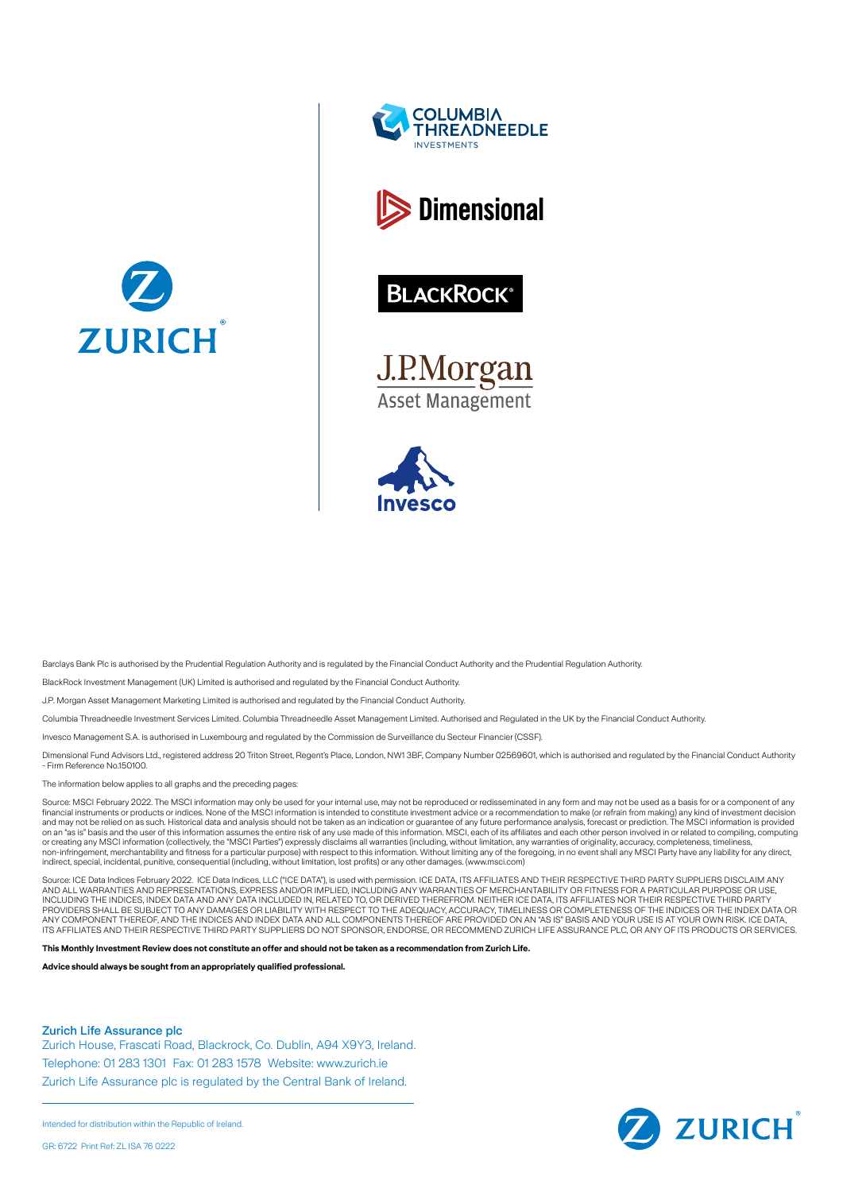Barclays Bank Plc is authorised by the Prudential Regulation Authority and is regulated by the Financial Conduct Authority and the Prudential Regulation Authority.

BlackRock Investment Management (UK) Limited is authorised and regulated by the Financial Conduct Authority.

J.P. Morgan Asset Management Marketing Limited is authorised and regulated by the Financial Conduct Authority.

Columbia Threadneedle Investment Services Limited. Columbia Threadneedle Asset Management Limited. Authorised and Regulated in the UK by the Financial Conduct Authority.

Invesco Management S.A. is authorised in Luxembourg and regulated by the Commission de Surveillance du Secteur Financier (CSSF).

Dimensional Fund Advisors Ltd., registered address 20 Triton Street, Regent's Place, London, NW1 3BF, Company Number 02569601, which is authorised and regulated by the Financial Conduct Authority - Firm Reference No.150100.

The information below applies to all graphs and the preceding pages:

Source: MSCI February 2022. The MSCI information may only be used for your internal use, may not be reproduced or redisseminated in any form and may not be used as a basis for or a component of any financial instruments or products or indices. None of the MSCI information is intended to constitute investment advice or a recommendation to make (or refrain from making) any kind of investment decision and may not be relied on as such. Historical data and analysis should not be taken as an indication or guarantee of any future performance analysis, forecast or prediction. The MSCI information is provided on an "as is" basis and the user of this information assumes the entire risk of any use made of this information. MSCI, each of its affiliates and each other person involved in or related to compiling, computing or creating any MSCI information (collectively, the "MSCI Parties") expressly disclaims all warranties (including, without limitation, any warranties of originality, accuracy, completeness, timeliness, non-infringement, merchantability and fitness for a particular purpose) with respect to this information. Without limiting any of the foregoing, in no event shall any MSCI Party have any liability for any direct, indirect, special, incidental, punitive, consequential (including, without limitation, lost profits) or any other damages. (www.msci.com)

Source: ICE Data Indices February 2022. ICE Data Indices, LLC ("ICE DATA"), is used with permission. ICE DATA, ITS AFFILIATES AND THEIR RESPECTIVE THIRD PARTY SUPPLIERS DISCLAIM ANY AND ALL WARRANTIES AND REPRESENTATIONS, EXPRESS AND/OR IMPLIED, INCLUDING ANY WARRANTIES OF MERCHANTABILITY OR FITNESS FOR A PARTICULAR PURPOSE OR USE, INCLUDING THE INDICES, INDEX DATA AND ANY DATA INCLUDED IN, RELATED TO, OR DERIVED THEREFROM. NEITHER ICE DATA, ITS AFFILIATES NOR THEIR RESPECTIVE THIRD PARTY PROVIDERS SHALL BE SUBJECT TO ANY DAMAGES OR LIABILITY WITH RESPECT TO THE ADEQUACY, ACCURACY, TIMELINESS OR COMPLETENESS OF THE INDICES OR THE INDEX DATA OR ANY COMPONENT THEREOF, AND THE INDICES AND INDEX DATA AND ALL COMPONENTS THEREOF ARE PROVIDED ON AN "AS IS" BASIS AND YOUR USE IS AT YOUR OWN RISK. ICE DATA, ITS AFFILIATES AND THEIR RESPECTIVE THIRD PARTY SUPPLIERS DO NOT SPONSOR, ENDORSE, OR RECOMMEND ZURICH LIFE ASSURANCE PLC, OR ANY OF ITS PRODUCTS OR SERVICES.

**This Monthly Investment Review does not constitute an offer and should not be taken as a recommendation from Zurich Life.**

**Advice should always be sought from an appropriately qualified professional.**

**Zurich Life Assurance plc**
Zurich House, Frascati Road, Blackrock, Co. Dublin, A94 X9Y3, Ireland.
Telephone: 01 283 1301 Fax: 01 283 1578 Website: www.zurich.ie
Zurich Life Assurance plc is regulated by the Central Bank of Ireland.

Intended for distribution within the Republic of Ireland.

GR: 6722 Print Ref: ZL ISA 76 0222